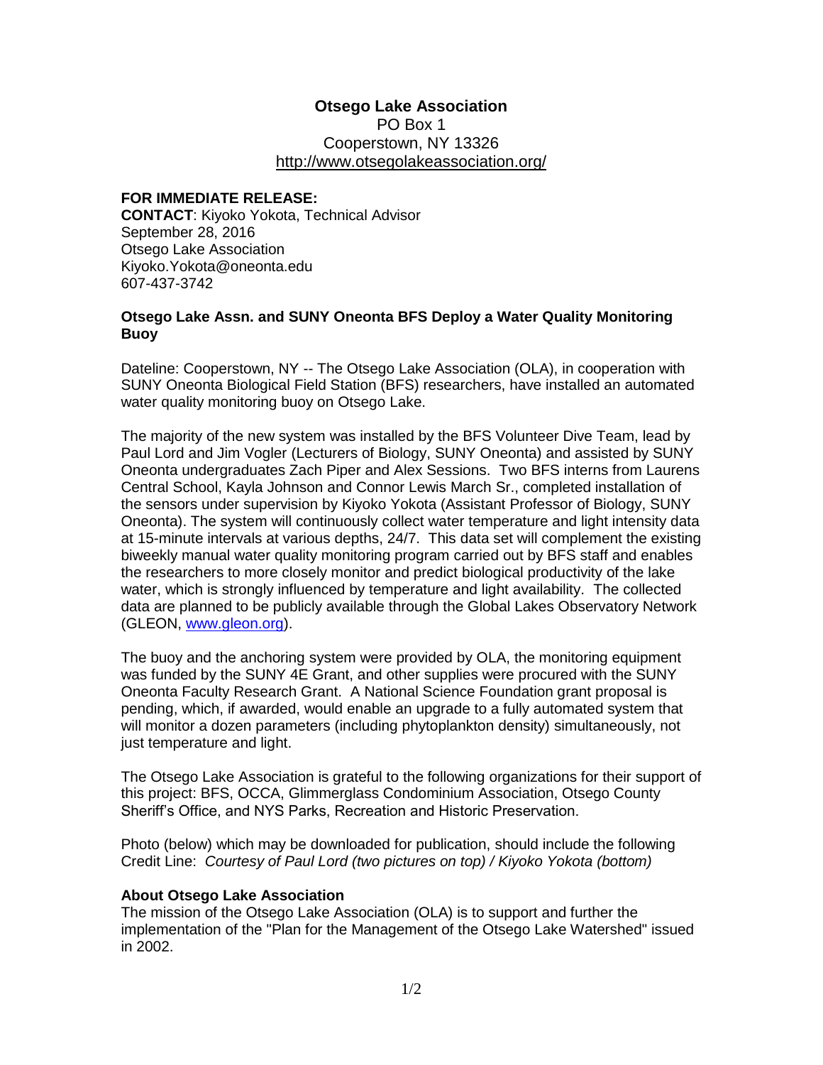**Otsego Lake Association**
PO Box 1
Cooperstown, NY 13326
http://www.otsegolakeassociation.org/

**FOR IMMEDIATE RELEASE:**
**CONTACT**: Kiyoko Yokota, Technical Advisor
September 28, 2016
Otsego Lake Association
Kiyoko.Yokota@oneonta.edu
607-437-3742

### Otsego Lake Assn. and SUNY Oneonta BFS Deploy a Water Quality Monitoring Buoy

Dateline: Cooperstown, NY -- The Otsego Lake Association (OLA), in cooperation with SUNY Oneonta Biological Field Station (BFS) researchers, have installed an automated water quality monitoring buoy on Otsego Lake.

The majority of the new system was installed by the BFS Volunteer Dive Team, lead by Paul Lord and Jim Vogler (Lecturers of Biology, SUNY Oneonta) and assisted by SUNY Oneonta undergraduates Zach Piper and Alex Sessions. Two BFS interns from Laurens Central School, Kayla Johnson and Connor Lewis March Sr., completed installation of the sensors under supervision by Kiyoko Yokota (Assistant Professor of Biology, SUNY Oneonta). The system will continuously collect water temperature and light intensity data at 15-minute intervals at various depths, 24/7. This data set will complement the existing biweekly manual water quality monitoring program carried out by BFS staff and enables the researchers to more closely monitor and predict biological productivity of the lake water, which is strongly influenced by temperature and light availability. The collected data are planned to be publicly available through the Global Lakes Observatory Network (GLEON, www.gleon.org).

The buoy and the anchoring system were provided by OLA, the monitoring equipment was funded by the SUNY 4E Grant, and other supplies were procured with the SUNY Oneonta Faculty Research Grant. A National Science Foundation grant proposal is pending, which, if awarded, would enable an upgrade to a fully automated system that will monitor a dozen parameters (including phytoplankton density) simultaneously, not just temperature and light.

The Otsego Lake Association is grateful to the following organizations for their support of this project: BFS, OCCA, Glimmerglass Condominium Association, Otsego County Sheriff's Office, and NYS Parks, Recreation and Historic Preservation.

Photo (below) which may be downloaded for publication, should include the following Credit Line: *Courtesy of Paul Lord (two pictures on top) / Kiyoko Yokota (bottom)*

**About Otsego Lake Association**
The mission of the Otsego Lake Association (OLA) is to support and further the implementation of the "Plan for the Management of the Otsego Lake Watershed" issued in 2002.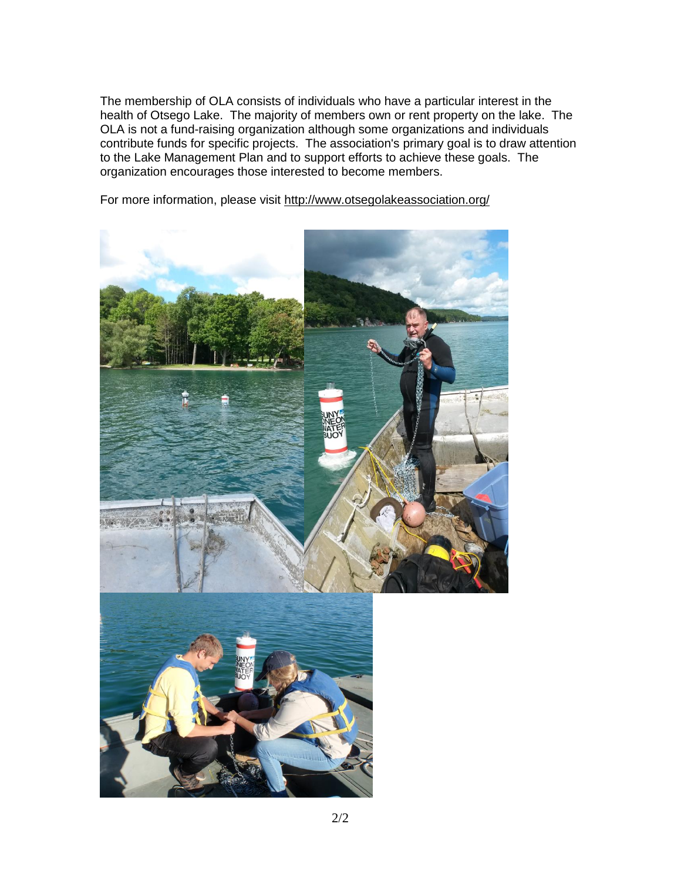The membership of OLA consists of individuals who have a particular interest in the health of Otsego Lake. The majority of members own or rent property on the lake. The OLA is not a fund-raising organization although some organizations and individuals contribute funds for specific projects. The association's primary goal is to draw attention to the Lake Management Plan and to support efforts to achieve these goals. The organization encourages those interested to become members.

For more information, please visit http://www.otsegolakeassociation.org/